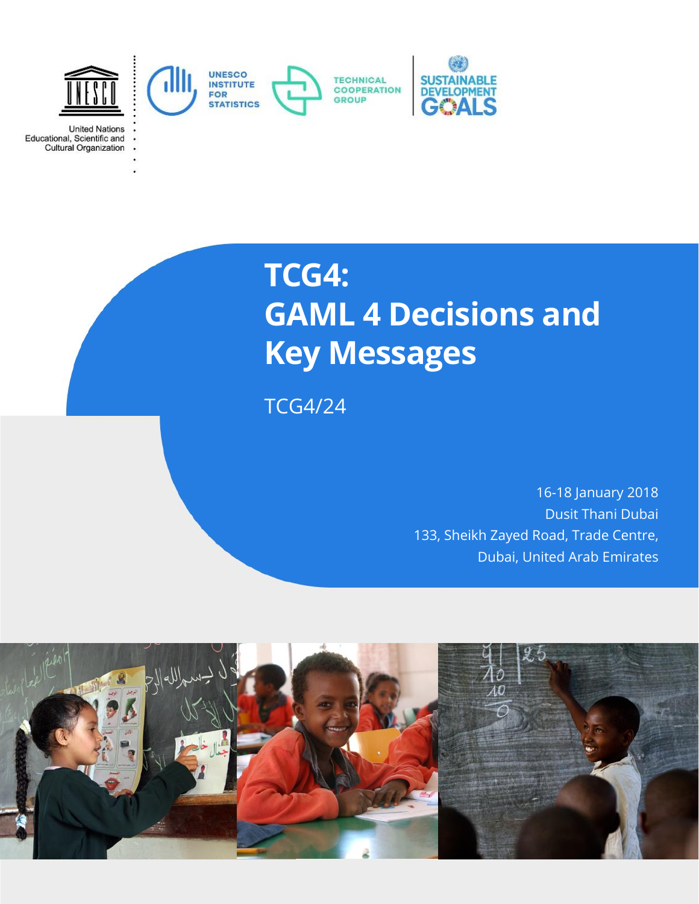United Nations Educational, Scientific and Cultural Organization

UNESCO INSTITUTE FOR STATISTICS

TECHNICAL COOPERATION GROUP

SUSTAINABLE DEVELOPMENT GOALS

# TCG4: GAML 4 Decisions and Key Messages

TCG4/24

16-18 January 2018
Dusit Thani Dubai
133, Sheikh Zayed Road, Trade Centre,
Dubai, United Arab Emirates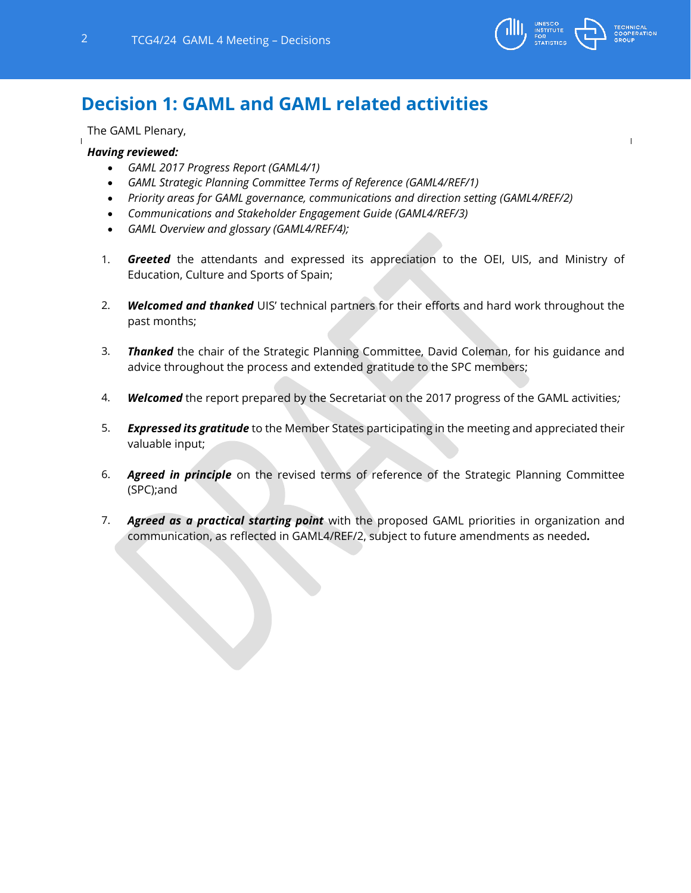## Decision 1: GAML and GAML related activities

The GAML Plenary,

***Having reviewed:***

- *GAML 2017 Progress Report (GAML4/1)*
- *GAML Strategic Planning Committee Terms of Reference (GAML4/REF/1)*
- *Priority areas for GAML governance, communications and direction setting (GAML4/REF/2)*
- *Communications and Stakeholder Engagement Guide (GAML4/REF/3)*
- *GAML Overview and glossary (GAML4/REF/4);*

1. ***Greeted*** the attendants and expressed its appreciation to the OEI, UIS, and Ministry of Education, Culture and Sports of Spain;

2. ***Welcomed and thanked*** UIS' technical partners for their efforts and hard work throughout the past months;

3. ***Thanked*** the chair of the Strategic Planning Committee, David Coleman, for his guidance and advice throughout the process and extended gratitude to the SPC members;

4. ***Welcomed*** the report prepared by the Secretariat on the 2017 progress of the GAML activities*;*

5. ***Expressed its gratitude*** to the Member States participating in the meeting and appreciated their valuable input;

6. ***Agreed in principle*** on the revised terms of reference of the Strategic Planning Committee (SPC);and

7. ***Agreed as a practical starting point*** with the proposed GAML priorities in organization and communication, as reflected in GAML4/REF/2, subject to future amendments as needed**.**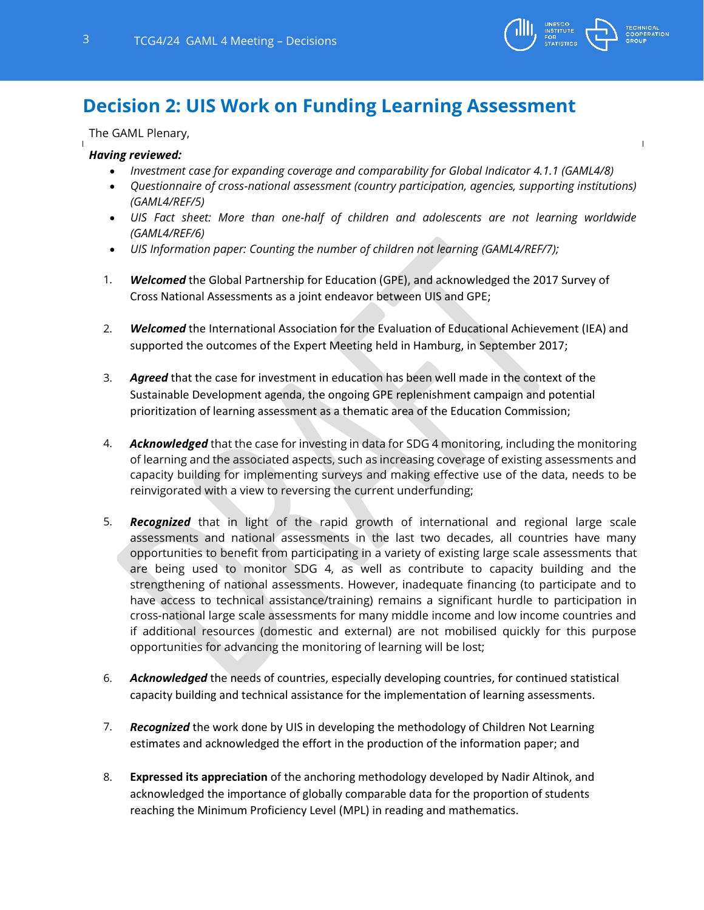# Decision 2: UIS Work on Funding Learning Assessment

The GAML Plenary,

***Having reviewed:***

- *Investment case for expanding coverage and comparability for Global Indicator 4.1.1 (GAML4/8)*
- *Questionnaire of cross-national assessment (country participation, agencies, supporting institutions) (GAML4/REF/5)*
- *UIS Fact sheet: More than one-half of children and adolescents are not learning worldwide (GAML4/REF/6)*
- *UIS Information paper: Counting the number of children not learning (GAML4/REF/7);*

1. ***Welcomed*** the Global Partnership for Education (GPE), and acknowledged the 2017 Survey of Cross National Assessments as a joint endeavor between UIS and GPE;

2. ***Welcomed*** the International Association for the Evaluation of Educational Achievement (IEA) and supported the outcomes of the Expert Meeting held in Hamburg, in September 2017;

3. ***Agreed*** that the case for investment in education has been well made in the context of the Sustainable Development agenda, the ongoing GPE replenishment campaign and potential prioritization of learning assessment as a thematic area of the Education Commission;

4. ***Acknowledged*** that the case for investing in data for SDG 4 monitoring, including the monitoring of learning and the associated aspects, such as increasing coverage of existing assessments and capacity building for implementing surveys and making effective use of the data, needs to be reinvigorated with a view to reversing the current underfunding;

5. ***Recognized*** that in light of the rapid growth of international and regional large scale assessments and national assessments in the last two decades, all countries have many opportunities to benefit from participating in a variety of existing large scale assessments that are being used to monitor SDG 4, as well as contribute to capacity building and the strengthening of national assessments. However, inadequate financing (to participate and to have access to technical assistance/training) remains a significant hurdle to participation in cross-national large scale assessments for many middle income and low income countries and if additional resources (domestic and external) are not mobilised quickly for this purpose opportunities for advancing the monitoring of learning will be lost;

6. ***Acknowledged*** the needs of countries, especially developing countries, for continued statistical capacity building and technical assistance for the implementation of learning assessments.

7. ***Recognized*** the work done by UIS in developing the methodology of Children Not Learning estimates and acknowledged the effort in the production of the information paper; and

8. **Expressed its appreciation** of the anchoring methodology developed by Nadir Altinok, and acknowledged the importance of globally comparable data for the proportion of students reaching the Minimum Proficiency Level (MPL) in reading and mathematics.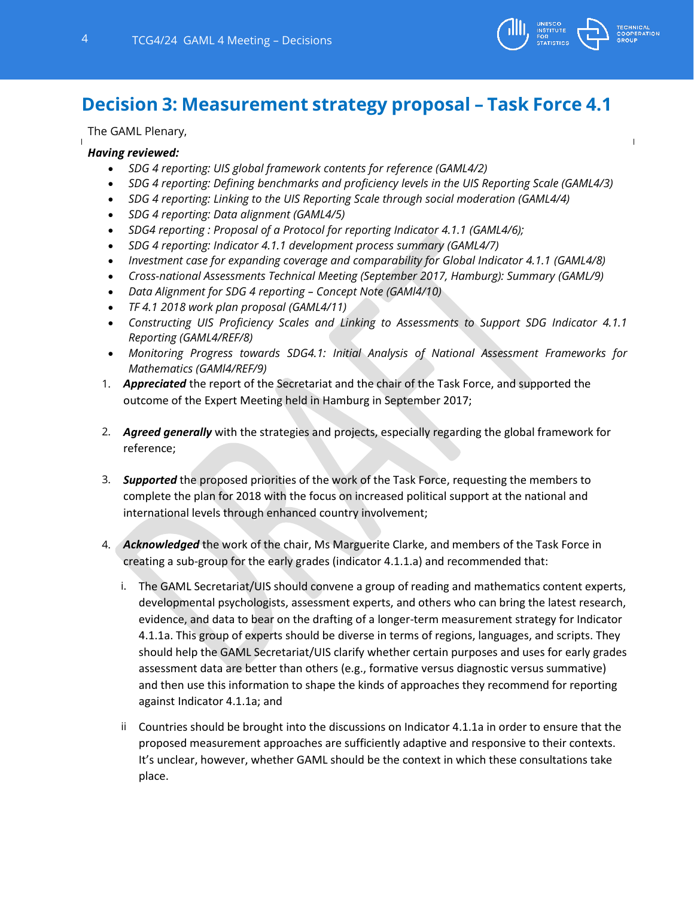## Decision 3: Measurement strategy proposal – Task Force 4.1

The GAML Plenary,

***Having reviewed:***

- *SDG 4 reporting: UIS global framework contents for reference (GAML4/2)*
- *SDG 4 reporting: Defining benchmarks and proficiency levels in the UIS Reporting Scale (GAML4/3)*
- *SDG 4 reporting: Linking to the UIS Reporting Scale through social moderation (GAML4/4)*
- *SDG 4 reporting: Data alignment (GAML4/5)*
- *SDG4 reporting : Proposal of a Protocol for reporting Indicator 4.1.1 (GAML4/6);*
- *SDG 4 reporting: Indicator 4.1.1 development process summary (GAML4/7)*
- *Investment case for expanding coverage and comparability for Global Indicator 4.1.1 (GAML4/8)*
- *Cross-national Assessments Technical Meeting (September 2017, Hamburg): Summary (GAML/9)*
- *Data Alignment for SDG 4 reporting – Concept Note (GAMl4/10)*
- *TF 4.1 2018 work plan proposal (GAML4/11)*
- *Constructing UIS Proficiency Scales and Linking to Assessments to Support SDG Indicator 4.1.1 Reporting (GAML4/REF/8)*
- *Monitoring Progress towards SDG4.1: Initial Analysis of National Assessment Frameworks for Mathematics (GAMl4/REF/9)*

1. ***Appreciated*** the report of the Secretariat and the chair of the Task Force, and supported the outcome of the Expert Meeting held in Hamburg in September 2017;

2. ***Agreed generally*** with the strategies and projects, especially regarding the global framework for reference;

3. ***Supported*** the proposed priorities of the work of the Task Force, requesting the members to complete the plan for 2018 with the focus on increased political support at the national and international levels through enhanced country involvement;

4. ***Acknowledged*** the work of the chair, Ms Marguerite Clarke, and members of the Task Force in creating a sub-group for the early grades (indicator 4.1.1.a) and recommended that:

   i. The GAML Secretariat/UIS should convene a group of reading and mathematics content experts, developmental psychologists, assessment experts, and others who can bring the latest research, evidence, and data to bear on the drafting of a longer-term measurement strategy for Indicator 4.1.1a. This group of experts should be diverse in terms of regions, languages, and scripts. They should help the GAML Secretariat/UIS clarify whether certain purposes and uses for early grades assessment data are better than others (e.g., formative versus diagnostic versus summative) and then use this information to shape the kinds of approaches they recommend for reporting against Indicator 4.1.1a; and

   ii Countries should be brought into the discussions on Indicator 4.1.1a in order to ensure that the proposed measurement approaches are sufficiently adaptive and responsive to their contexts. It's unclear, however, whether GAML should be the context in which these consultations take place.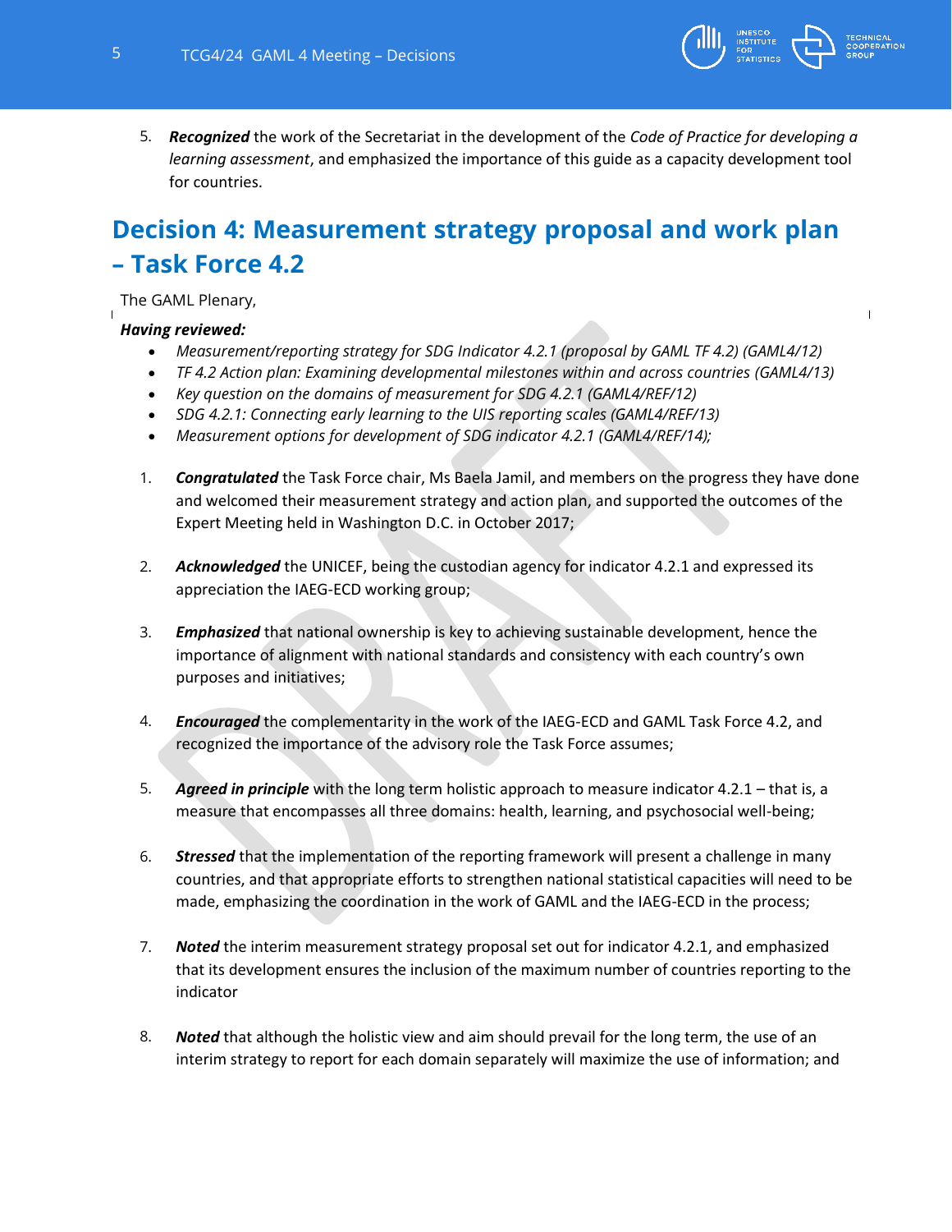5. ***Recognized*** the work of the Secretariat in the development of the *Code of Practice for developing a learning assessment*, and emphasized the importance of this guide as a capacity development tool for countries.

## Decision 4: Measurement strategy proposal and work plan – Task Force 4.2

The GAML Plenary,

***Having reviewed:***

- *Measurement/reporting strategy for SDG Indicator 4.2.1 (proposal by GAML TF 4.2) (GAML4/12)*
- *TF 4.2 Action plan: Examining developmental milestones within and across countries (GAML4/13)*
- *Key question on the domains of measurement for SDG 4.2.1 (GAML4/REF/12)*
- *SDG 4.2.1: Connecting early learning to the UIS reporting scales (GAML4/REF/13)*
- *Measurement options for development of SDG indicator 4.2.1 (GAML4/REF/14);*

1. ***Congratulated*** the Task Force chair, Ms Baela Jamil, and members on the progress they have done and welcomed their measurement strategy and action plan, and supported the outcomes of the Expert Meeting held in Washington D.C. in October 2017;

2. ***Acknowledged*** the UNICEF, being the custodian agency for indicator 4.2.1 and expressed its appreciation the IAEG-ECD working group;

3. ***Emphasized*** that national ownership is key to achieving sustainable development, hence the importance of alignment with national standards and consistency with each country's own purposes and initiatives;

4. ***Encouraged*** the complementarity in the work of the IAEG-ECD and GAML Task Force 4.2, and recognized the importance of the advisory role the Task Force assumes;

5. ***Agreed in principle*** with the long term holistic approach to measure indicator 4.2.1 – that is, a measure that encompasses all three domains: health, learning, and psychosocial well-being;

6. ***Stressed*** that the implementation of the reporting framework will present a challenge in many countries, and that appropriate efforts to strengthen national statistical capacities will need to be made, emphasizing the coordination in the work of GAML and the IAEG-ECD in the process;

7. ***Noted*** the interim measurement strategy proposal set out for indicator 4.2.1, and emphasized that its development ensures the inclusion of the maximum number of countries reporting to the indicator

8. ***Noted*** that although the holistic view and aim should prevail for the long term, the use of an interim strategy to report for each domain separately will maximize the use of information; and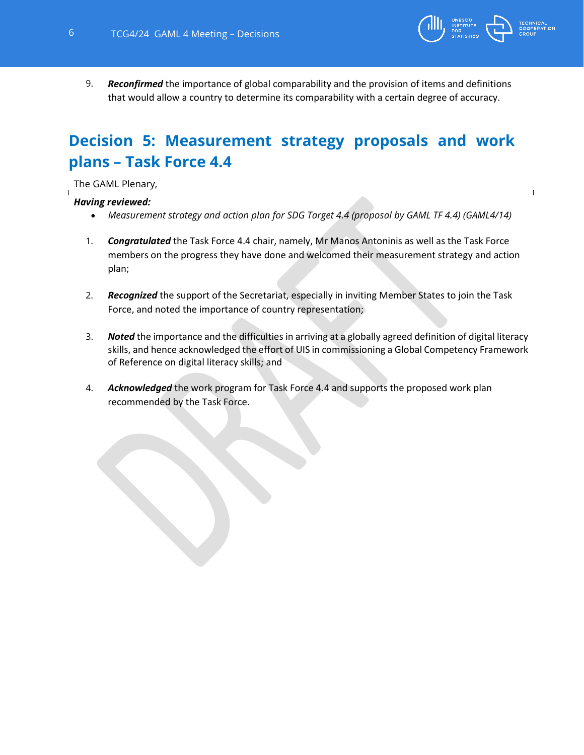9. ***Reconfirmed*** the importance of global comparability and the provision of items and definitions that would allow a country to determine its comparability with a certain degree of accuracy.

## Decision 5: Measurement strategy proposals and work plans – Task Force 4.4

The GAML Plenary,

***Having reviewed:***

- *Measurement strategy and action plan for SDG Target 4.4 (proposal by GAML TF 4.4) (GAML4/14)*

1. ***Congratulated*** the Task Force 4.4 chair, namely, Mr Manos Antoninis as well as the Task Force members on the progress they have done and welcomed their measurement strategy and action plan;

2. ***Recognized*** the support of the Secretariat, especially in inviting Member States to join the Task Force, and noted the importance of country representation;

3. ***Noted*** the importance and the difficulties in arriving at a globally agreed definition of digital literacy skills, and hence acknowledged the effort of UIS in commissioning a Global Competency Framework of Reference on digital literacy skills; and

4. ***Acknowledged*** the work program for Task Force 4.4 and supports the proposed work plan recommended by the Task Force.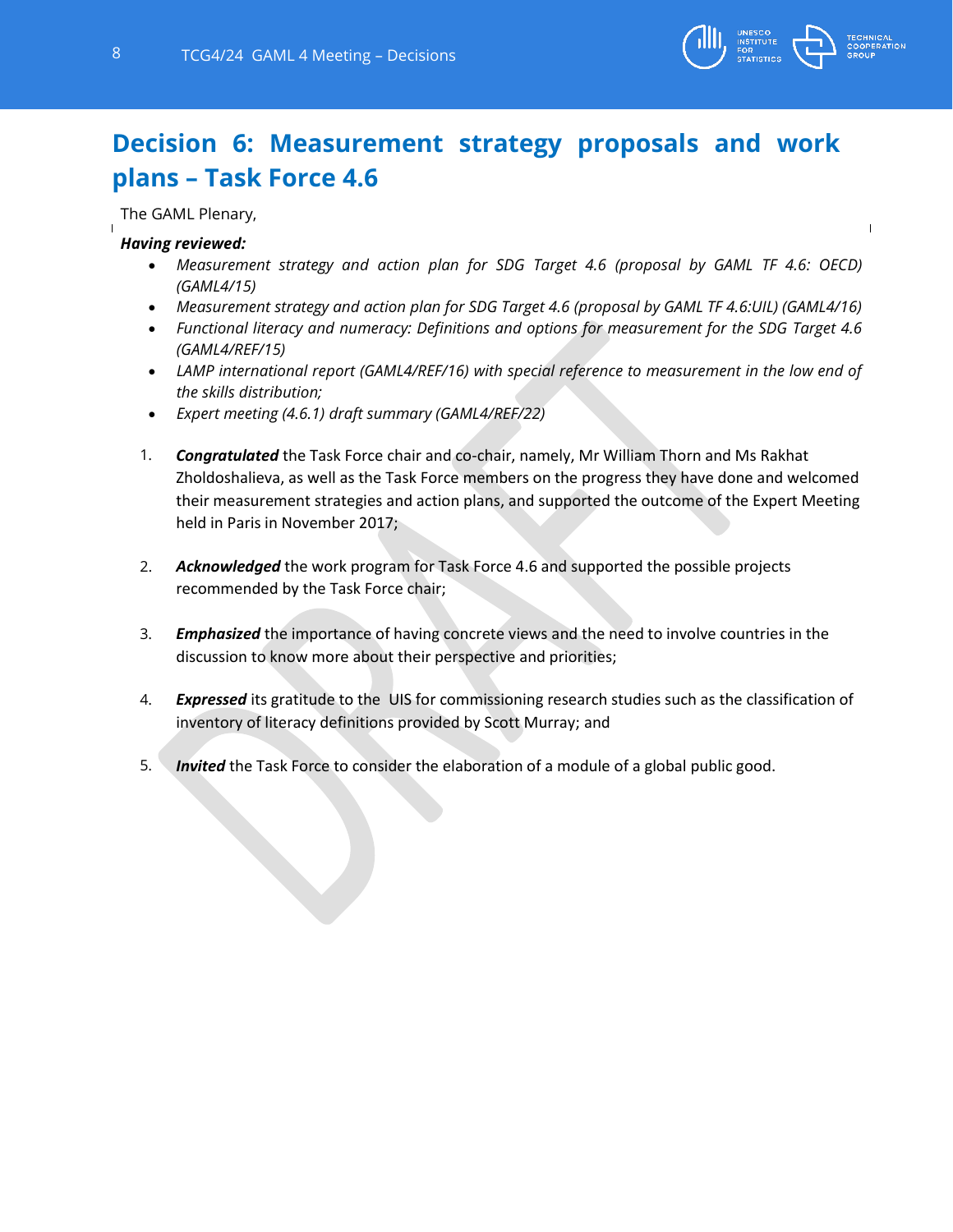## Decision 6: Measurement strategy proposals and work plans – Task Force 4.6

The GAML Plenary,

***Having reviewed:***

- *Measurement strategy and action plan for SDG Target 4.6 (proposal by GAML TF 4.6: OECD) (GAML4/15)*
- *Measurement strategy and action plan for SDG Target 4.6 (proposal by GAML TF 4.6:UIL) (GAML4/16)*
- *Functional literacy and numeracy: Definitions and options for measurement for the SDG Target 4.6 (GAML4/REF/15)*
- *LAMP international report (GAML4/REF/16) with special reference to measurement in the low end of the skills distribution;*
- *Expert meeting (4.6.1) draft summary (GAML4/REF/22)*

1. ***Congratulated*** the Task Force chair and co-chair, namely, Mr William Thorn and Ms Rakhat Zholdoshalieva, as well as the Task Force members on the progress they have done and welcomed their measurement strategies and action plans, and supported the outcome of the Expert Meeting held in Paris in November 2017;

2. ***Acknowledged*** the work program for Task Force 4.6 and supported the possible projects recommended by the Task Force chair;

3. ***Emphasized*** the importance of having concrete views and the need to involve countries in the discussion to know more about their perspective and priorities;

4. ***Expressed*** its gratitude to the UIS for commissioning research studies such as the classification of inventory of literacy definitions provided by Scott Murray; and

5. ***Invited*** the Task Force to consider the elaboration of a module of a global public good.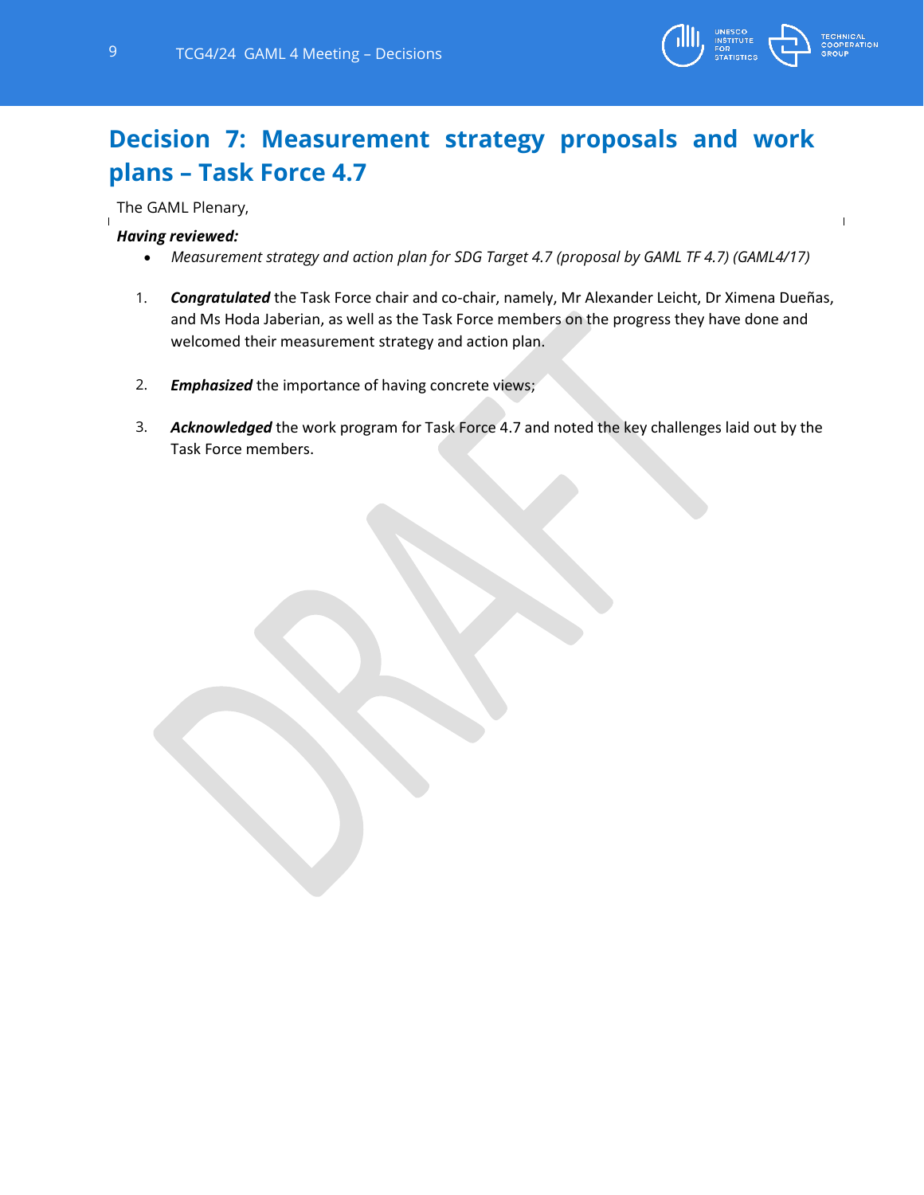# Decision 7: Measurement strategy proposals and work plans – Task Force 4.7

The GAML Plenary,

***Having reviewed:***

- *Measurement strategy and action plan for SDG Target 4.7 (proposal by GAML TF 4.7) (GAML4/17)*

1. ***Congratulated*** the Task Force chair and co-chair, namely, Mr Alexander Leicht, Dr Ximena Dueñas, and Ms Hoda Jaberian, as well as the Task Force members on the progress they have done and welcomed their measurement strategy and action plan.

2. ***Emphasized*** the importance of having concrete views;

3. ***Acknowledged*** the work program for Task Force 4.7 and noted the key challenges laid out by the Task Force members.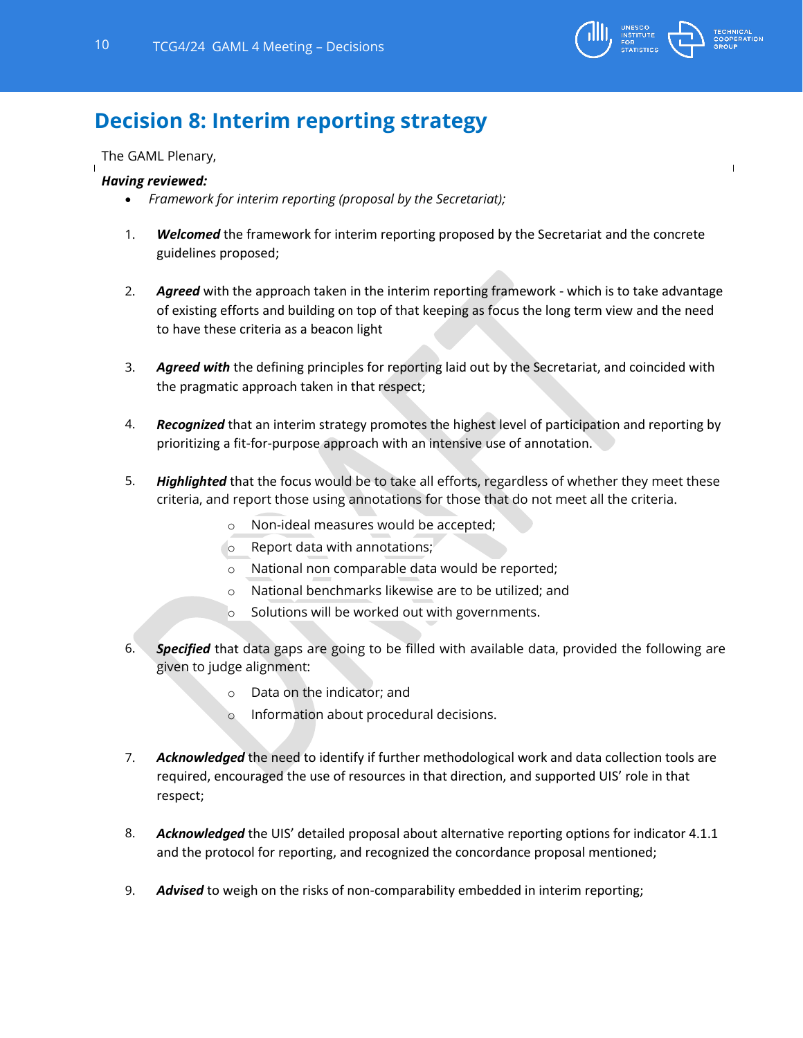## Decision 8: Interim reporting strategy

The GAML Plenary,

***Having reviewed:***

- *Framework for interim reporting (proposal by the Secretariat);*

1. ***Welcomed*** the framework for interim reporting proposed by the Secretariat and the concrete guidelines proposed;

2. ***Agreed*** with the approach taken in the interim reporting framework - which is to take advantage of existing efforts and building on top of that keeping as focus the long term view and the need to have these criteria as a beacon light

3. ***Agreed with*** the defining principles for reporting laid out by the Secretariat, and coincided with the pragmatic approach taken in that respect;

4. ***Recognized*** that an interim strategy promotes the highest level of participation and reporting by prioritizing a fit-for-purpose approach with an intensive use of annotation.

5. ***Highlighted*** that the focus would be to take all efforts, regardless of whether they meet these criteria, and report those using annotations for those that do not meet all the criteria.
   - Non-ideal measures would be accepted;
   - Report data with annotations;
   - National non comparable data would be reported;
   - National benchmarks likewise are to be utilized; and
   - Solutions will be worked out with governments.

6. ***Specified*** that data gaps are going to be filled with available data, provided the following are given to judge alignment:
   - Data on the indicator; and
   - Information about procedural decisions.

7. ***Acknowledged*** the need to identify if further methodological work and data collection tools are required, encouraged the use of resources in that direction, and supported UIS' role in that respect;

8. ***Acknowledged*** the UIS' detailed proposal about alternative reporting options for indicator 4.1.1 and the protocol for reporting, and recognized the concordance proposal mentioned;

9. ***Advised*** to weigh on the risks of non-comparability embedded in interim reporting;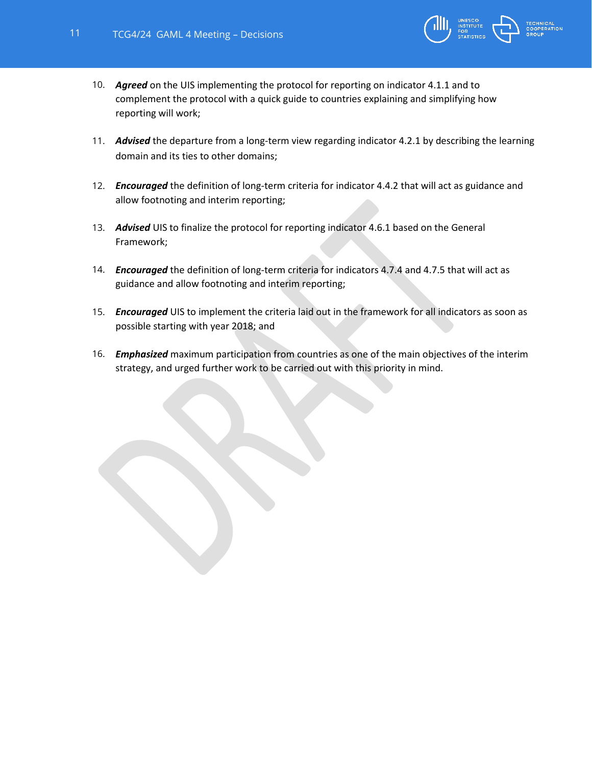10. ***Agreed*** on the UIS implementing the protocol for reporting on indicator 4.1.1 and to complement the protocol with a quick guide to countries explaining and simplifying how reporting will work;

11. ***Advised*** the departure from a long-term view regarding indicator 4.2.1 by describing the learning domain and its ties to other domains;

12. ***Encouraged*** the definition of long-term criteria for indicator 4.4.2 that will act as guidance and allow footnoting and interim reporting;

13. ***Advised*** UIS to finalize the protocol for reporting indicator 4.6.1 based on the General Framework;

14. ***Encouraged*** the definition of long-term criteria for indicators 4.7.4 and 4.7.5 that will act as guidance and allow footnoting and interim reporting;

15. ***Encouraged*** UIS to implement the criteria laid out in the framework for all indicators as soon as possible starting with year 2018; and

16. ***Emphasized*** maximum participation from countries as one of the main objectives of the interim strategy, and urged further work to be carried out with this priority in mind.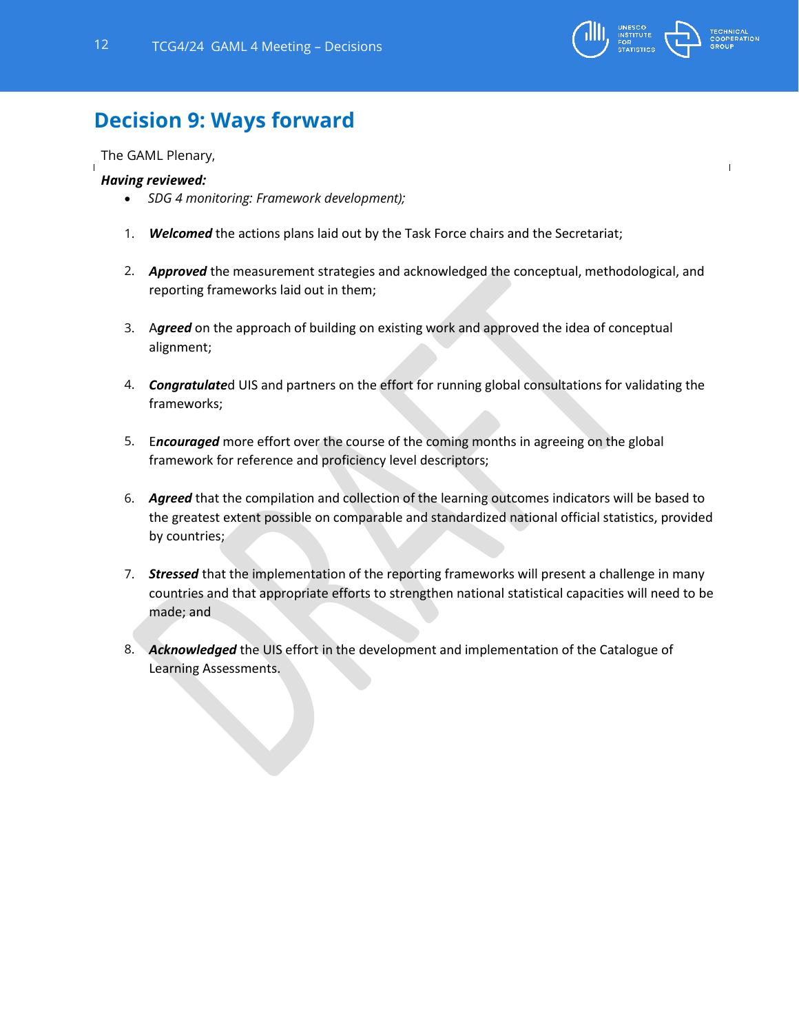## Decision 9: Ways forward

The GAML Plenary,

***Having reviewed:***

- *SDG 4 monitoring: Framework development);*

1. ***Welcomed*** the actions plans laid out by the Task Force chairs and the Secretariat;

2. ***Approved*** the measurement strategies and acknowledged the conceptual, methodological, and reporting frameworks laid out in them;

3. A***greed*** on the approach of building on existing work and approved the idea of conceptual alignment;

4. ***Congratulate***d UIS and partners on the effort for running global consultations for validating the frameworks;

5. E***ncouraged*** more effort over the course of the coming months in agreeing on the global framework for reference and proficiency level descriptors;

6. ***Agreed*** that the compilation and collection of the learning outcomes indicators will be based to the greatest extent possible on comparable and standardized national official statistics, provided by countries;

7. ***Stressed*** that the implementation of the reporting frameworks will present a challenge in many countries and that appropriate efforts to strengthen national statistical capacities will need to be made; and

8. ***Acknowledged*** the UIS effort in the development and implementation of the Catalogue of Learning Assessments.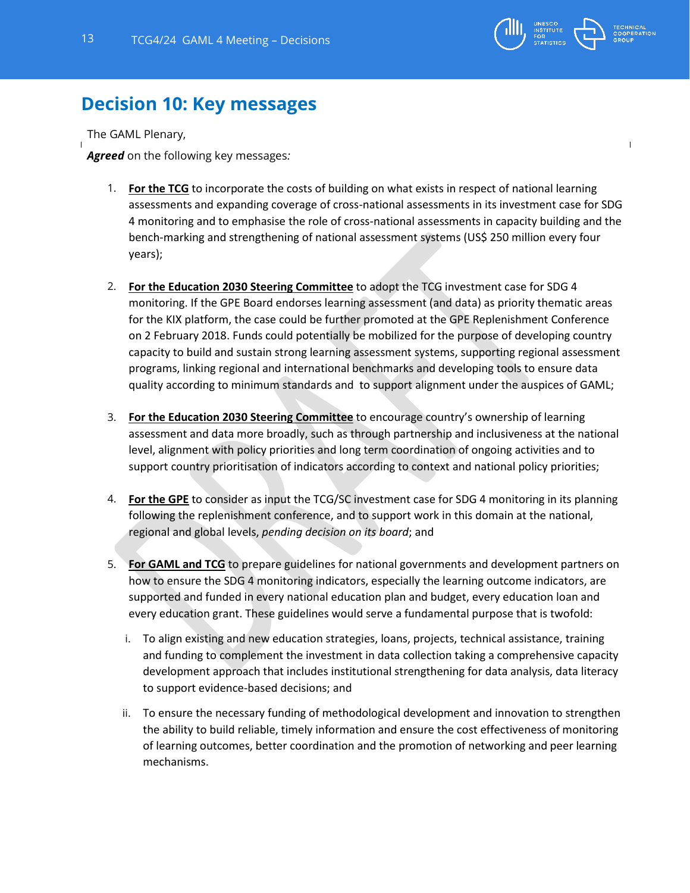## Decision 10: Key messages

The GAML Plenary,

***Agreed*** on the following key messages:

1. **For the TCG** to incorporate the costs of building on what exists in respect of national learning assessments and expanding coverage of cross-national assessments in its investment case for SDG 4 monitoring and to emphasise the role of cross-national assessments in capacity building and the bench-marking and strengthening of national assessment systems (US$ 250 million every four years);

2. **For the Education 2030 Steering Committee** to adopt the TCG investment case for SDG 4 monitoring. If the GPE Board endorses learning assessment (and data) as priority thematic areas for the KIX platform, the case could be further promoted at the GPE Replenishment Conference on 2 February 2018. Funds could potentially be mobilized for the purpose of developing country capacity to build and sustain strong learning assessment systems, supporting regional assessment programs, linking regional and international benchmarks and developing tools to ensure data quality according to minimum standards and to support alignment under the auspices of GAML;

3. **For the Education 2030 Steering Committee** to encourage country's ownership of learning assessment and data more broadly, such as through partnership and inclusiveness at the national level, alignment with policy priorities and long term coordination of ongoing activities and to support country prioritisation of indicators according to context and national policy priorities;

4. **For the GPE** to consider as input the TCG/SC investment case for SDG 4 monitoring in its planning following the replenishment conference, and to support work in this domain at the national, regional and global levels, *pending decision on its board*; and

5. **For GAML and TCG** to prepare guidelines for national governments and development partners on how to ensure the SDG 4 monitoring indicators, especially the learning outcome indicators, are supported and funded in every national education plan and budget, every education loan and every education grant. These guidelines would serve a fundamental purpose that is twofold:

   i. To align existing and new education strategies, loans, projects, technical assistance, training and funding to complement the investment in data collection taking a comprehensive capacity development approach that includes institutional strengthening for data analysis, data literacy to support evidence-based decisions; and

   ii. To ensure the necessary funding of methodological development and innovation to strengthen the ability to build reliable, timely information and ensure the cost effectiveness of monitoring of learning outcomes, better coordination and the promotion of networking and peer learning mechanisms.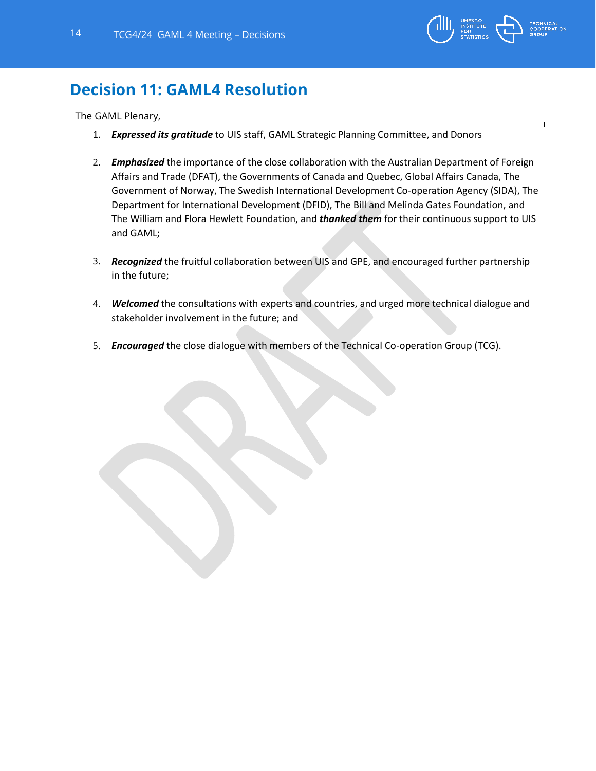# Decision 11: GAML4 Resolution

The GAML Plenary,

1. ***Expressed its gratitude*** to UIS staff, GAML Strategic Planning Committee, and Donors

2. ***Emphasized*** the importance of the close collaboration with the Australian Department of Foreign Affairs and Trade (DFAT), the Governments of Canada and Quebec, Global Affairs Canada, The Government of Norway, The Swedish International Development Co-operation Agency (SIDA), The Department for International Development (DFID), The Bill and Melinda Gates Foundation, and The William and Flora Hewlett Foundation, and ***thanked them*** for their continuous support to UIS and GAML;

3. ***Recognized*** the fruitful collaboration between UIS and GPE, and encouraged further partnership in the future;

4. ***Welcomed*** the consultations with experts and countries, and urged more technical dialogue and stakeholder involvement in the future; and

5. ***Encouraged*** the close dialogue with members of the Technical Co-operation Group (TCG).